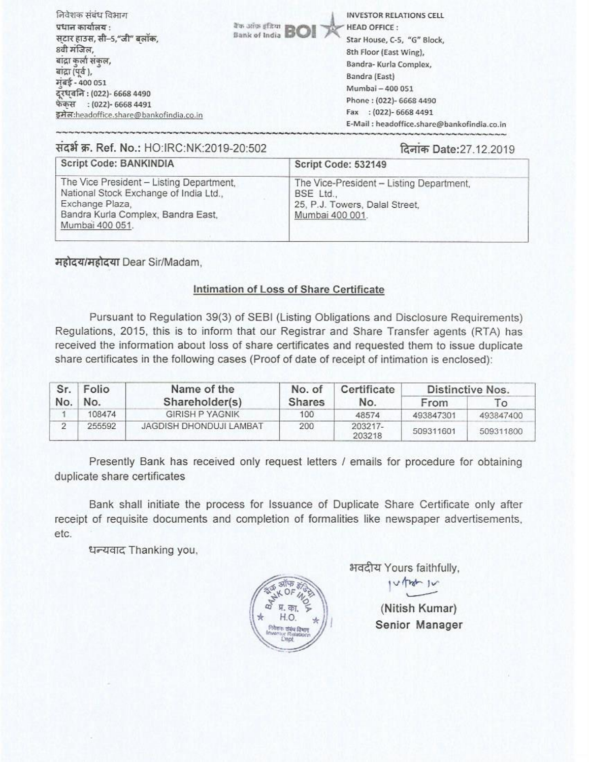निवेशक संबंध विभाग
प्रधान कार्यालय :
स्टार हाउस, सी–5,"जी" ब्लॉक,
8वी मंजिल,
बांद्रा कुर्ला संकुल,
बांद्रा (पूर्व ),
मुंबई - 400 051
दूरध्वनि : (022)- 6668 4490
फैक्स : (022)- 6668 4491
इमेल:headoffice.share@bankofindia.co.in

बैंक ऑफ इंडिया Bank of India BOI

INVESTOR RELATIONS CELL
HEAD OFFICE :
Star House, C-5, "G" Block,
8th Floor (East Wing),
Bandra- Kurla Complex,
Bandra (East)
Mumbai – 400 051
Phone : (022)- 6668 4490
Fax : (022)- 6668 4491
E-Mail : headoffice.share@bankofindia.co.in

संदर्भ क्र. Ref. No.: HO:IRC:NK:2019-20:502

दिनांक Date:27.12.2019

| Script Code: BANKINDIA | Script Code: 532149 |
|---|---|
| The Vice President – Listing Department, National Stock Exchange of India Ltd., Exchange Plaza, Bandra Kurla Complex, Bandra East, Mumbai 400 051. | The Vice-President – Listing Department, BSE Ltd., 25, P.J. Towers, Dalal Street, Mumbai 400 001. |

महोदय/महोदया Dear Sir/Madam,

**Intimation of Loss of Share Certificate**

Pursuant to Regulation 39(3) of SEBI (Listing Obligations and Disclosure Requirements) Regulations, 2015, this is to inform that our Registrar and Share Transfer agents (RTA) has received the information about loss of share certificates and requested them to issue duplicate share certificates in the following cases (Proof of date of receipt of intimation is enclosed):

| Sr. No. | Folio No. | Name of the Shareholder(s) | No. of Shares | Certificate No. | Distinctive Nos. | |
|---|---|---|---|---|---|---|
| | | | | | From | To |
| 1 | 108474 | GIRISH P YAGNIK | 100 | 48574 | 493847301 | 493847400 |
| 2 | 255592 | JAGDISH DHONDUJI LAMBAT | 200 | 203217-203218 | 509311601 | 509311800 |

Presently Bank has received only request letters / emails for procedure for obtaining duplicate share certificates

Bank shall initiate the process for Issuance of Duplicate Share Certificate only after receipt of requisite documents and completion of formalities like newspaper advertisements, etc.

धन्यवाद Thanking you,

भवदीय Yours faithfully,

(Nitish Kumar)
Senior Manager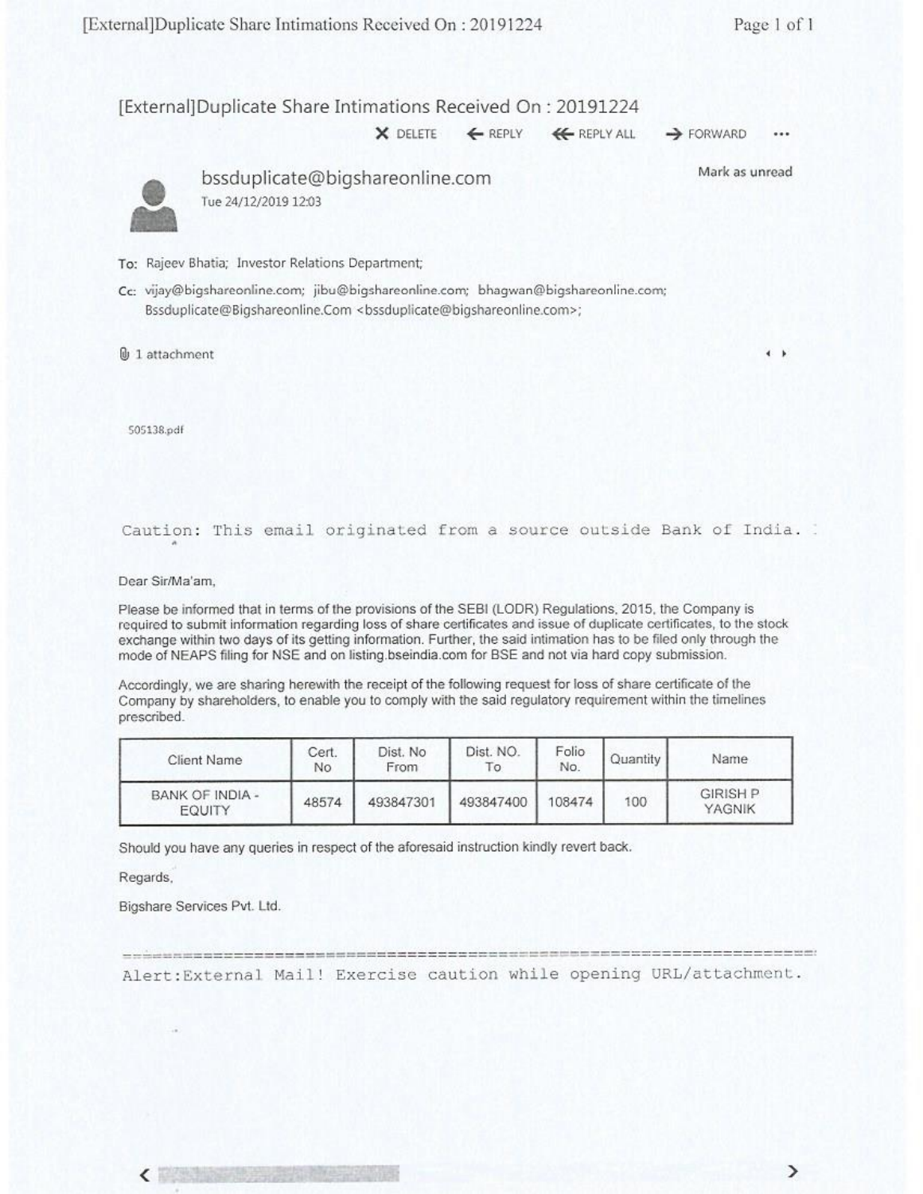# [External]Duplicate Share Intimations Received On : 20191224

DELETE | REPLY | REPLY ALL | FORWARD | ...

**bssduplicate@bigshareonline.com**
Tue 24/12/2019 12:03

Mark as unread

To: Rajeev Bhatia; Investor Relations Department;

Cc: vijay@bigshareonline.com; jibu@bigshareonline.com; bhagwan@bigshareonline.com; Bssduplicate@Bigshareonline.Com <bssduplicate@bigshareonline.com>;

1 attachment

505138.pdf

```
Caution: This email originated from a source outside Bank of India.
```

Dear Sir/Ma'am,

Please be informed that in terms of the provisions of the SEBI (LODR) Regulations, 2015, the Company is required to submit information regarding loss of share certificates and issue of duplicate certificates, to the stock exchange within two days of its getting information. Further, the said intimation has to be filed only through the mode of NEAPS filing for NSE and on listing.bseindia.com for BSE and not via hard copy submission.

Accordingly, we are sharing herewith the receipt of the following request for loss of share certificate of the Company by shareholders, to enable you to comply with the said regulatory requirement within the timelines prescribed.

| Client Name | Cert. No | Dist. No From | Dist. NO. To | Folio No. | Quantity | Name |
|---|---|---|---|---|---|---|
| BANK OF INDIA - EQUITY | 48574 | 493847301 | 493847400 | 108474 | 100 | GIRISH P YAGNIK |

Should you have any queries in respect of the aforesaid instruction kindly revert back.

Regards,

Bigshare Services Pvt. Ltd.

```
Alert:External Mail! Exercise caution while opening URL/attachment.
```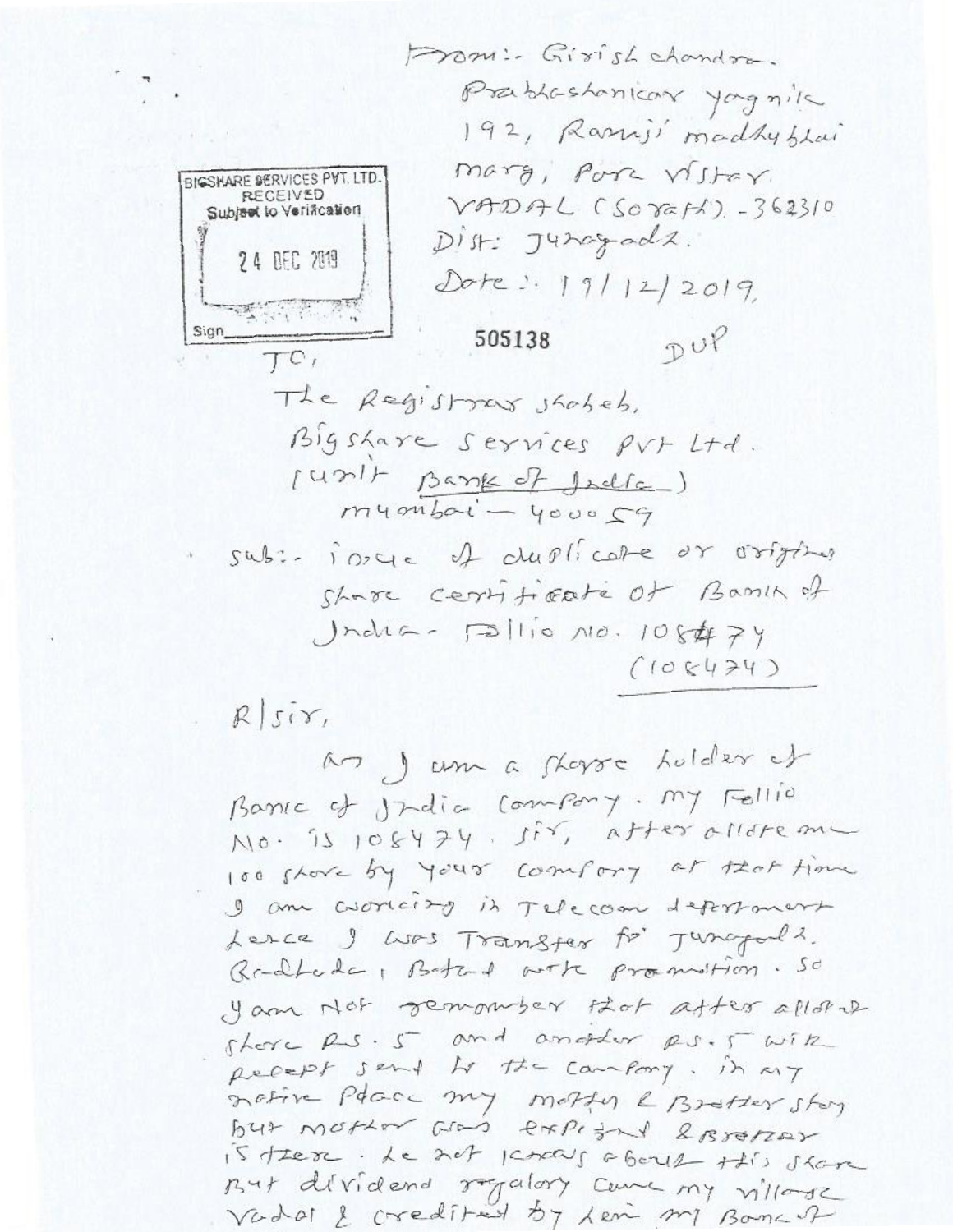From:- Girish chandra.
Prabhashankar yagnik
192, Ramji madhubhai
marg, Pore vistar.
VADAL (Sorath). -362310
Dist: Junagadh.
Date:- 19/12/2019.

BIGSHARE SERVICES PVT. LTD.
RECEIVED
Subject to Verification
24 DEC 2019
Sign____

505138 DUP

To,
The Registrar shaheb,
Bigshare Services Pvt Ltd.
(unit Bank of India)
mumbai - 400059

Sub:- issue of duplicate or original share certificate of Bank of India - Follio No. 108474
(108474)

R/sir,

As I am a share holder of Bank of India Company. my Follio No. is 108474. sir, after allot me 100 share by your company at that time I am working in Telecom department hence I was Transfer to Junagadh. Gadhada, Botad with promotion. So I am not remember that after allotment share Rs. 5 and another Rs. 5 with receipt send to the company. in my native place my mother & Brother stay but mother was expired & Brother is there. he not knows about this share But dividend regulary came my village vadal & credited by him my Bank of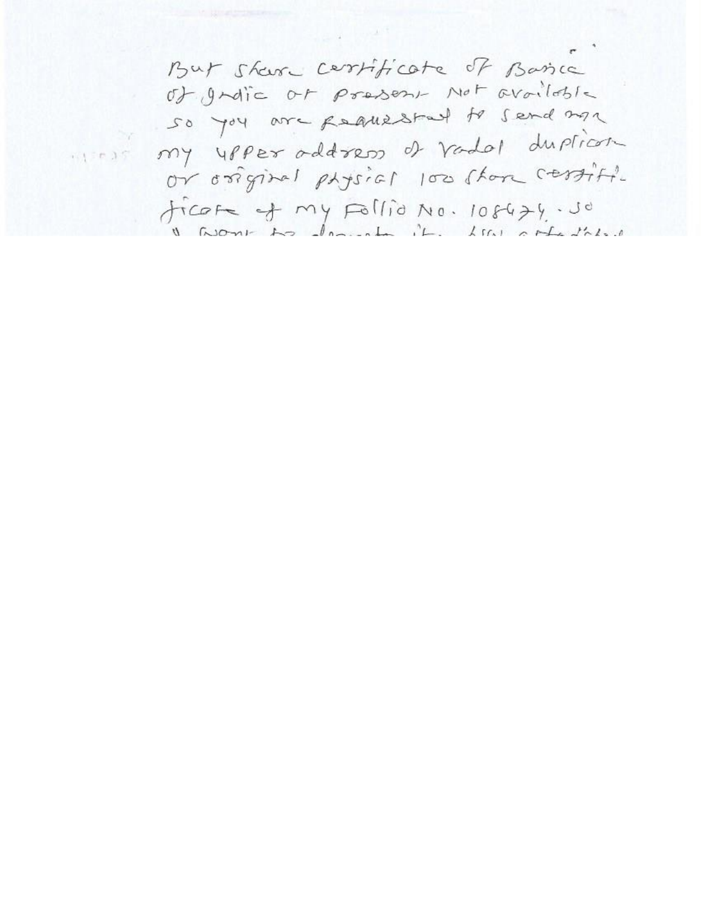But share certificate of Bank of India at present not available so you are requested to send me my upper address of Vadal duplicate or original physical 100 share certifi-ficate of my Follio No. 108474. So I want to deposite it